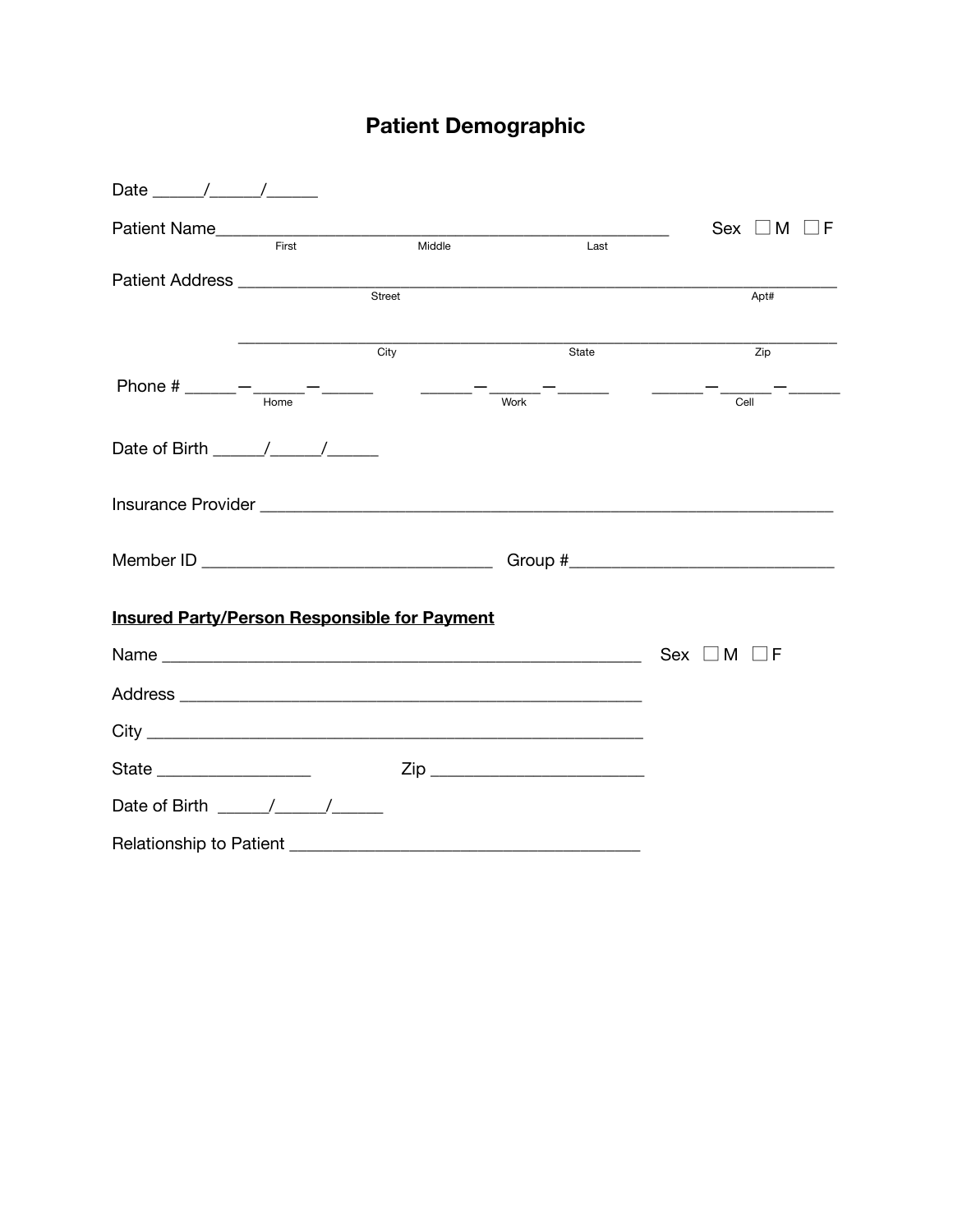# Patient Demographic

Date ______/______/______

Patient Name______________________________________________________ Sex ☐ M ☐ F
First Middle Last

Patient Address ______________________________________________________________________
Street Apt#

______________________________________________________________________
City State Zip

Phone # ______—______—______ ______—______—______ ______—______—______
Home Work Cell

Date of Birth ______/______/______

Insurance Provider ______________________________________________________________

Member ID ________________________________ Group #____________________________

**Insured Party/Person Responsible for Payment**

Name ______________________________________________________ Sex ☐ M ☐ F

Address ___________________________________________________

City _______________________________________________________

State _________________ Zip _______________________

Date of Birth ______/______/______

Relationship to Patient _______________________________________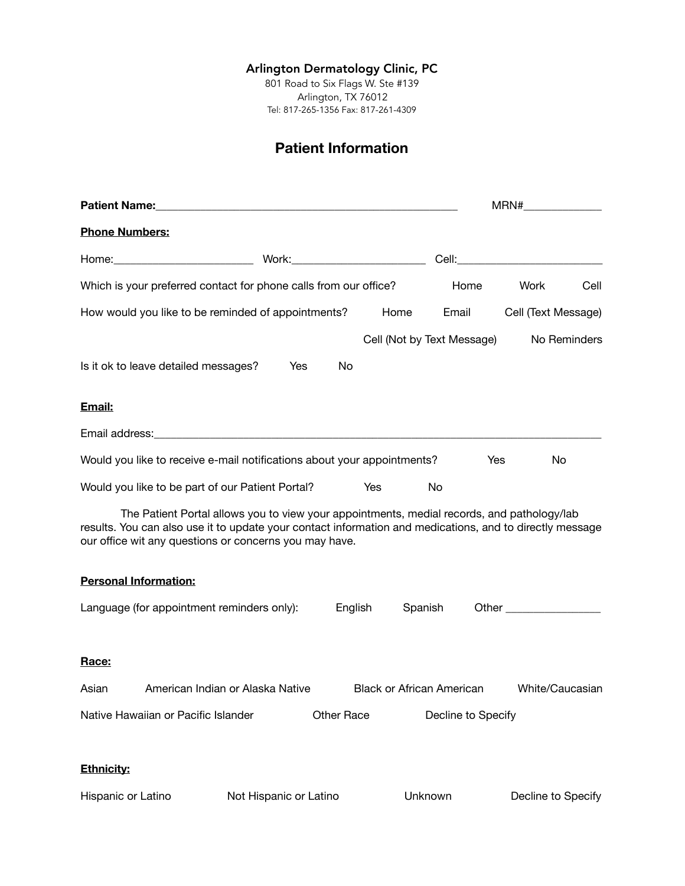Arlington Dermatology Clinic, PC
801 Road to Six Flags W. Ste #139
Arlington, TX 76012
Tel: 817-265-1356 Fax: 817-261-4309

# Patient Information

**Patient Name:**_____________________________________________ MRN#_____________

**Phone Numbers:**

Home:_______________________ Work:______________________ Cell:________________________

Which is your preferred contact for phone calls from our office? Home Work Cell

How would you like to be reminded of appointments? Home Email Cell (Text Message) Cell (Not by Text Message) No Reminders

Is it ok to leave detailed messages? Yes No

**Email:**

Email address:___________________________________________________________________________

Would you like to receive e-mail notifications about your appointments? Yes No

Would you like to be part of our Patient Portal? Yes No

The Patient Portal allows you to view your appointments, medial records, and pathology/lab results. You can also use it to update your contact information and medications, and to directly message our office wit any questions or concerns you may have.

**Personal Information:**

Language (for appointment reminders only): English Spanish Other ________________

**Race:**

Asian American Indian or Alaska Native Black or African American White/Caucasian

Native Hawaiian or Pacific Islander Other Race Decline to Specify

**Ethnicity:**

Hispanic or Latino Not Hispanic or Latino Unknown Decline to Specify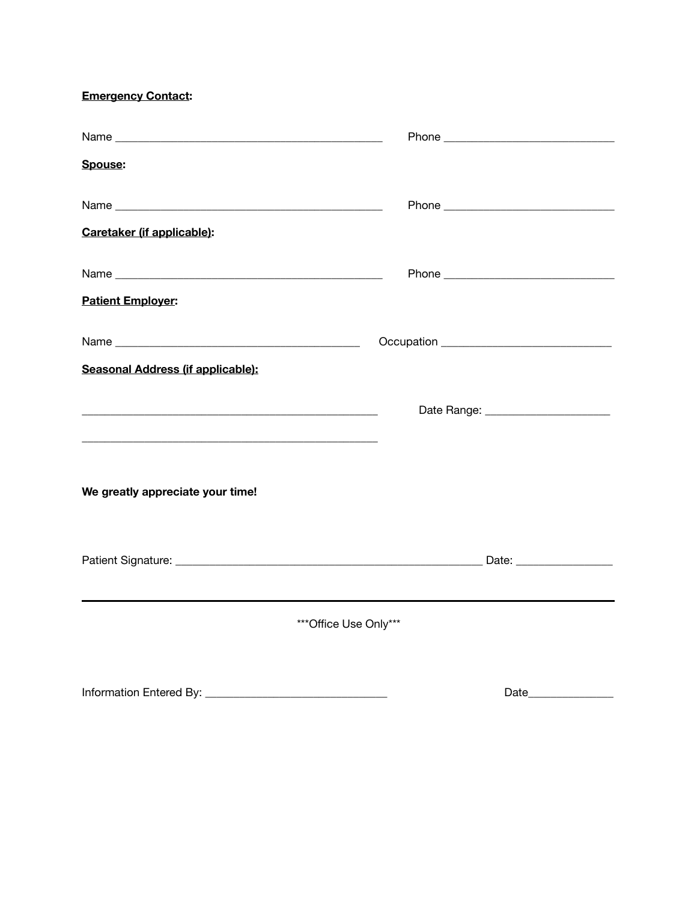**Emergency Contact:**

Name _______________________________________________ Phone _____________________________

**Spouse:**

Name _______________________________________________ Phone _____________________________

**Caretaker (if applicable):**

Name _______________________________________________ Phone _____________________________

**Patient Employer:**

Name ___________________________________________ Occupation _____________________________

**Seasonal Address (if applicable):**

_____________________________________________________ Date Range: ______________________

_____________________________________________________

**We greatly appreciate your time!**

Patient Signature: _____________________________________________________ Date: _________________

---

***Office Use Only***

Information Entered By: _______________________________ Date_______________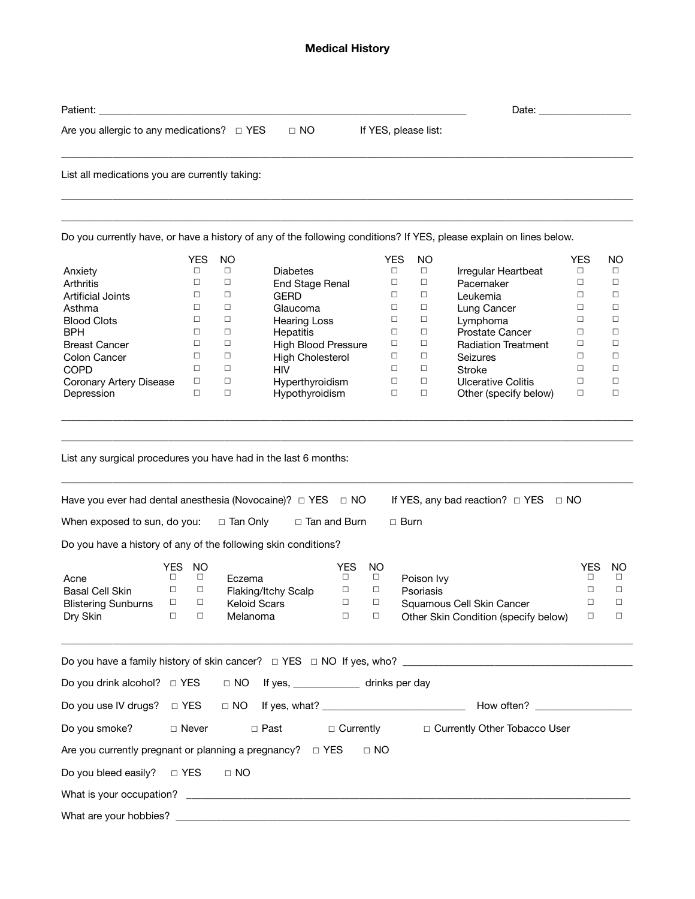# Medical History

Patient: ______________________________________________________________ Date: ________________

Are you allergic to any medications? □ YES □ NO If YES, please list:

_______________________________________________________________________________________

List all medications you are currently taking:

_______________________________________________________________________________________

_______________________________________________________________________________________

Do you currently have, or have a history of any of the following conditions? If YES, please explain on lines below.

| | YES | NO | | YES | NO | | YES | NO |
|---|---|---|---|---|---|---|---|---|
| Anxiety | □ | □ | Diabetes | □ | □ | Irregular Heartbeat | □ | □ |
| Arthritis | □ | □ | End Stage Renal | □ | □ | Pacemaker | □ | □ |
| Artificial Joints | □ | □ | GERD | □ | □ | Leukemia | □ | □ |
| Asthma | □ | □ | Glaucoma | □ | □ | Lung Cancer | □ | □ |
| Blood Clots | □ | □ | Hearing Loss | □ | □ | Lymphoma | □ | □ |
| BPH | □ | □ | Hepatitis | □ | □ | Prostate Cancer | □ | □ |
| Breast Cancer | □ | □ | High Blood Pressure | □ | □ | Radiation Treatment | □ | □ |
| Colon Cancer | □ | □ | High Cholesterol | □ | □ | Seizures | □ | □ |
| COPD | □ | □ | HIV | □ | □ | Stroke | □ | □ |
| Coronary Artery Disease | □ | □ | Hyperthyroidism | □ | □ | Ulcerative Colitis | □ | □ |
| Depression | □ | □ | Hypothyroidism | □ | □ | Other (specify below) | □ | □ |

_______________________________________________________________________________________

_______________________________________________________________________________________

List any surgical procedures you have had in the last 6 months:

_______________________________________________________________________________________

Have you ever had dental anesthesia (Novocaine)? □ YES □ NO If YES, any bad reaction? □ YES □ NO

When exposed to sun, do you: □ Tan Only □ Tan and Burn □ Burn

Do you have a history of any of the following skin conditions?

| | YES | NO | | YES | NO | | YES | NO |
|---|---|---|---|---|---|---|---|---|
| Acne | □ | □ | Eczema | □ | □ | Poison Ivy | □ | □ |
| Basal Cell Skin | □ | □ | Flaking/Itchy Scalp | □ | □ | Psoriasis | □ | □ |
| Blistering Sunburns | □ | □ | Keloid Scars | □ | □ | Squamous Cell Skin Cancer | □ | □ |
| Dry Skin | □ | □ | Melanoma | □ | □ | Other Skin Condition (specify below) | □ | □ |

_______________________________________________________________________________________

Do you have a family history of skin cancer? □ YES □ NO If yes, who? ____________________________

Do you drink alcohol? □ YES □ NO If yes, ____________ drinks per day

Do you use IV drugs? □ YES □ NO If yes, what? __________________________ How often? _________________

Do you smoke? □ Never □ Past □ Currently □ Currently Other Tobacco User

Are you currently pregnant or planning a pregnancy? □ YES □ NO

Do you bleed easily? □ YES □ NO

What is your occupation? ____________________________________________________________________

What are your hobbies? _____________________________________________________________________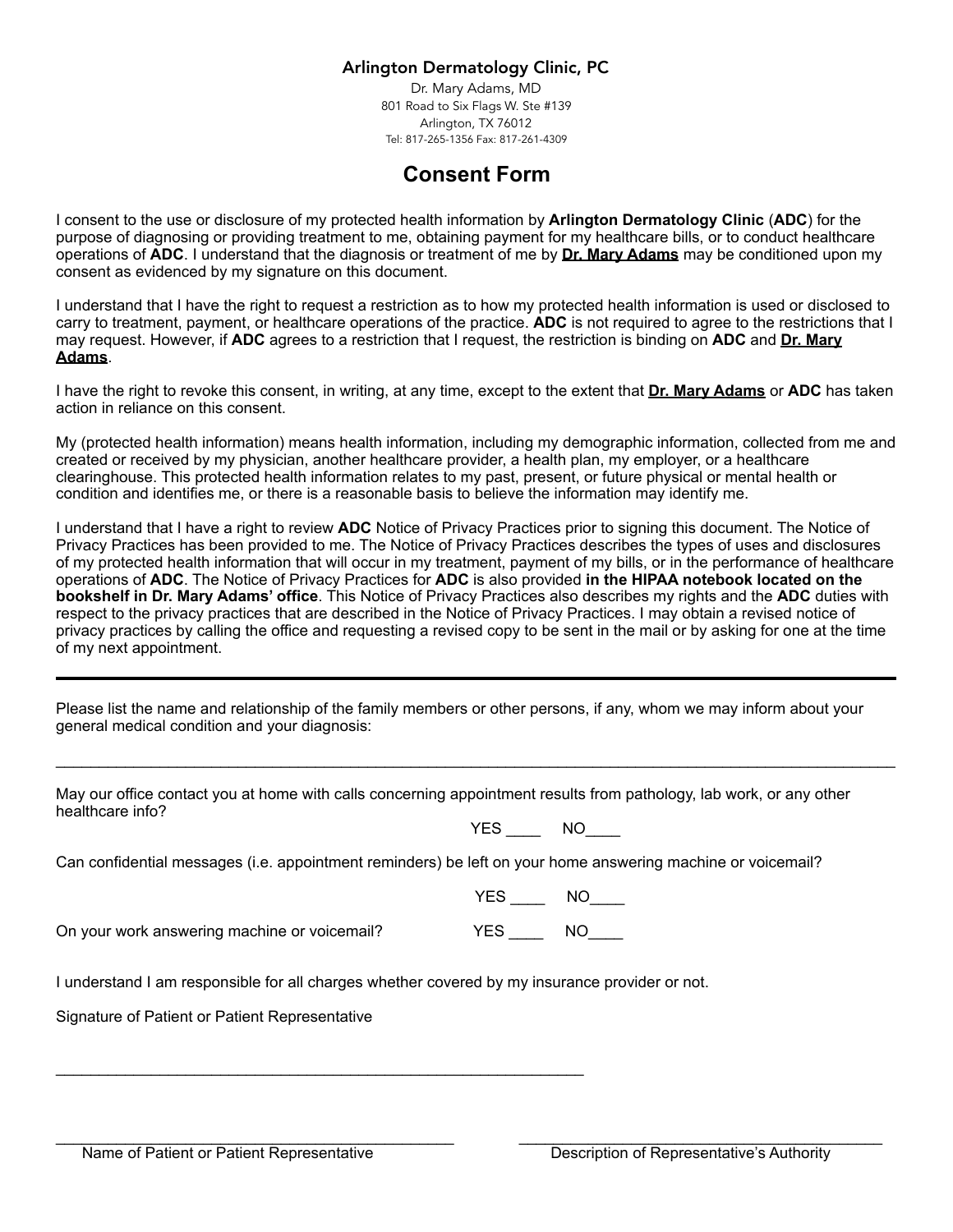Arlington Dermatology Clinic, PC

Dr. Mary Adams, MD
801 Road to Six Flags W. Ste #139
Arlington, TX 76012
Tel: 817-265-1356 Fax: 817-261-4309

# Consent Form

I consent to the use or disclosure of my protected health information by **Arlington Dermatology Clinic** (**ADC**) for the purpose of diagnosing or providing treatment to me, obtaining payment for my healthcare bills, or to conduct healthcare operations of **ADC**. I understand that the diagnosis or treatment of me by **Dr. Mary Adams** may be conditioned upon my consent as evidenced by my signature on this document.

I understand that I have the right to request a restriction as to how my protected health information is used or disclosed to carry to treatment, payment, or healthcare operations of the practice. **ADC** is not required to agree to the restrictions that I may request. However, if **ADC** agrees to a restriction that I request, the restriction is binding on **ADC** and **Dr. Mary Adams**.

I have the right to revoke this consent, in writing, at any time, except to the extent that **Dr. Mary Adams** or **ADC** has taken action in reliance on this consent.

My (protected health information) means health information, including my demographic information, collected from me and created or received by my physician, another healthcare provider, a health plan, my employer, or a healthcare clearinghouse. This protected health information relates to my past, present, or future physical or mental health or condition and identifies me, or there is a reasonable basis to believe the information may identify me.

I understand that I have a right to review **ADC** Notice of Privacy Practices prior to signing this document. The Notice of Privacy Practices has been provided to me. The Notice of Privacy Practices describes the types of uses and disclosures of my protected health information that will occur in my treatment, payment of my bills, or in the performance of healthcare operations of **ADC**. The Notice of Privacy Practices for **ADC** is also provided **in the HIPAA notebook located on the bookshelf in Dr. Mary Adams' office**. This Notice of Privacy Practices also describes my rights and the **ADC** duties with respect to the privacy practices that are described in the Notice of Privacy Practices. I may obtain a revised notice of privacy practices by calling the office and requesting a revised copy to be sent in the mail or by asking for one at the time of my next appointment.

---

Please list the name and relationship of the family members or other persons, if any, whom we may inform about your general medical condition and your diagnosis:

______________________________________________________________________________

May our office contact you at home with calls concerning appointment results from pathology, lab work, or any other healthcare info?

YES ____ NO____

Can confidential messages (i.e. appointment reminders) be left on your home answering machine or voicemail?

YES ____ NO____

On your work answering machine or voicemail? YES ____ NO____

I understand I am responsible for all charges whether covered by my insurance provider or not.

Signature of Patient or Patient Representative

______________________________________________________

______________________________________ ______________________________________
Name of Patient or Patient Representative Description of Representative's Authority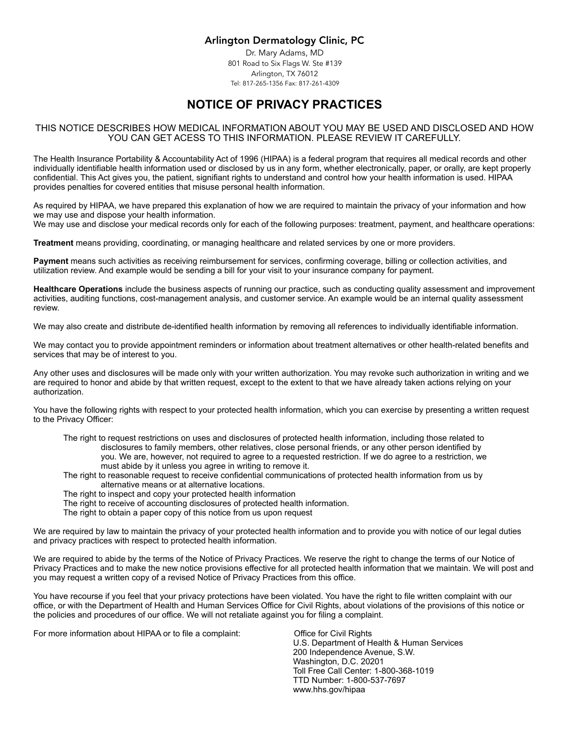**Arlington Dermatology Clinic, PC**

Dr. Mary Adams, MD
801 Road to Six Flags W. Ste #139
Arlington, TX 76012
Tel: 817-265-1356 Fax: 817-261-4309

# NOTICE OF PRIVACY PRACTICES

THIS NOTICE DESCRIBES HOW MEDICAL INFORMATION ABOUT YOU MAY BE USED AND DISCLOSED AND HOW YOU CAN GET ACESS TO THIS INFORMATION. PLEASE REVIEW IT CAREFULLY.

The Health Insurance Portability & Accountability Act of 1996 (HIPAA) is a federal program that requires all medical records and other individually identifiable health information used or disclosed by us in any form, whether electronically, paper, or orally, are kept properly confidential. This Act gives you, the patient, signifiant rights to understand and control how your health information is used. HIPAA provides penalties for covered entities that misuse personal health information.

As required by HIPAA, we have prepared this explanation of how we are required to maintain the privacy of your information and how we may use and dispose your health information.
We may use and disclose your medical records only for each of the following purposes: treatment, payment, and healthcare operations:

**Treatment** means providing, coordinating, or managing healthcare and related services by one or more providers.

**Payment** means such activities as receiving reimbursement for services, confirming coverage, billing or collection activities, and utilization review. And example would be sending a bill for your visit to your insurance company for payment.

**Healthcare Operations** include the business aspects of running our practice, such as conducting quality assessment and improvement activities, auditing functions, cost-management analysis, and customer service. An example would be an internal quality assessment review.

We may also create and distribute de-identified health information by removing all references to individually identifiable information.

We may contact you to provide appointment reminders or information about treatment alternatives or other health-related benefits and services that may be of interest to you.

Any other uses and disclosures will be made only with your written authorization. You may revoke such authorization in writing and we are required to honor and abide by that written request, except to the extent to that we have already taken actions relying on your authorization.

You have the following rights with respect to your protected health information, which you can exercise by presenting a written request to the Privacy Officer:

- The right to request restrictions on uses and disclosures of protected health information, including those related to disclosures to family members, other relatives, close personal friends, or any other person identified by you. We are, however, not required to agree to a requested restriction. If we do agree to a restriction, we must abide by it unless you agree in writing to remove it.
- The right to reasonable request to receive confidential communications of protected health information from us by alternative means or at alternative locations.
- The right to inspect and copy your protected health information
- The right to receive of accounting disclosures of protected health information.
- The right to obtain a paper copy of this notice from us upon request

We are required by law to maintain the privacy of your protected health information and to provide you with notice of our legal duties and privacy practices with respect to protected health information.

We are required to abide by the terms of the Notice of Privacy Practices. We reserve the right to change the terms of our Notice of Privacy Practices and to make the new notice provisions effective for all protected health information that we maintain. We will post and you may request a written copy of a revised Notice of Privacy Practices from this office.

You have recourse if you feel that your privacy protections have been violated. You have the right to file written complaint with our office, or with the Department of Health and Human Services Office for Civil Rights, about violations of the provisions of this notice or the policies and procedures of our office. We will not retaliate against you for filing a complaint.

For more information about HIPAA or to file a complaint:

Office for Civil Rights
U.S. Department of Health & Human Services
200 Independence Avenue, S.W.
Washington, D.C. 20201
Toll Free Call Center: 1-800-368-1019
TTD Number: 1-800-537-7697
www.hhs.gov/hipaa